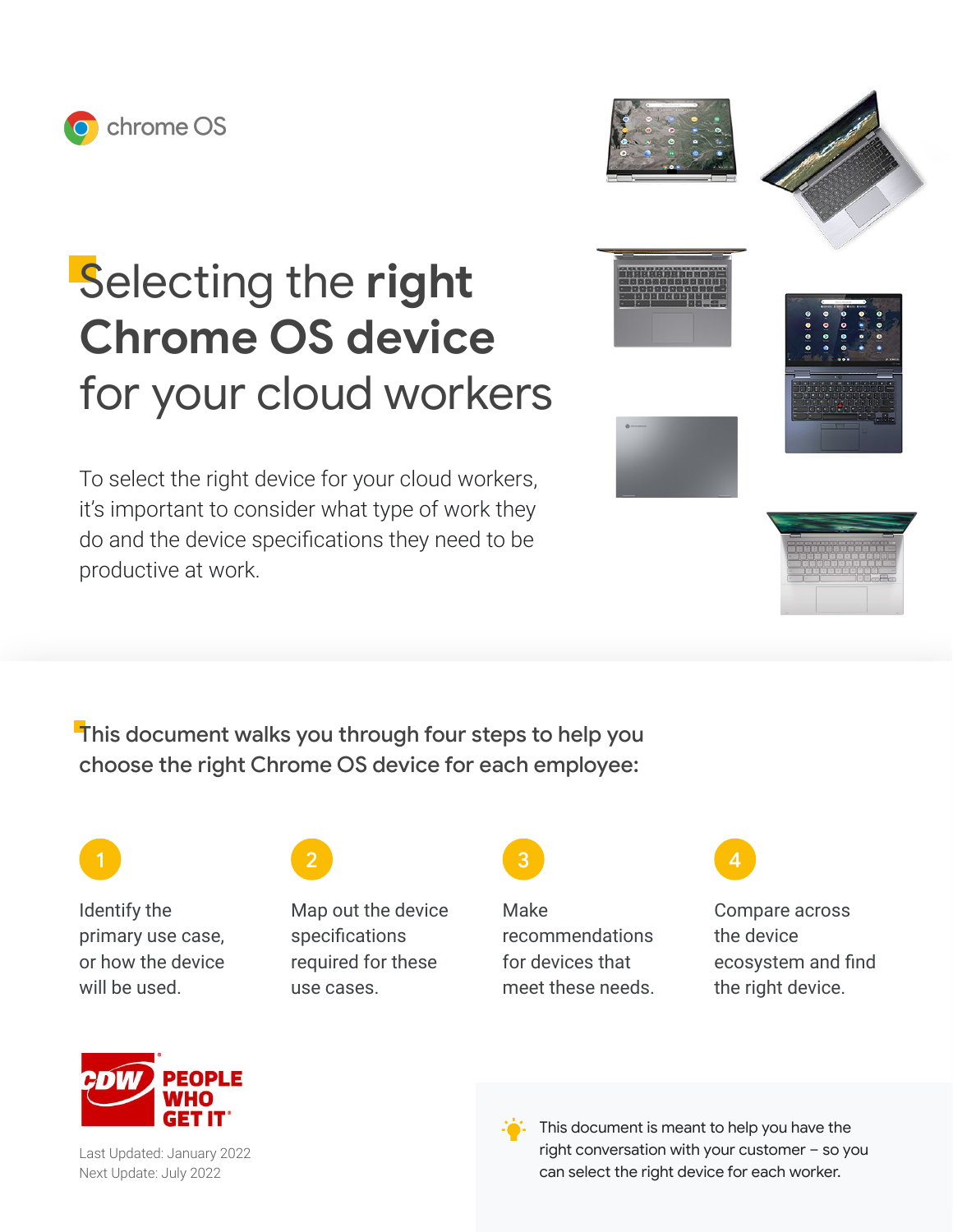chrome OS

# Selecting the **right Chrome OS device** for your cloud workers

To select the right device for your cloud workers, it's important to consider what type of work they do and the device specifications they need to be productive at work.

## This document walks you through four steps to help you choose the right Chrome OS device for each employee:

1. Identify the primary use case, or how the device will be used.
2. Map out the device specifications required for these use cases.
3. Make recommendations for devices that meet these needs.
4. Compare across the device ecosystem and find the right device.

CDW PEOPLE WHO GET IT

Last Updated: January 2022
Next Update: July 2022

This document is meant to help you have the right conversation with your customer – so you can select the right device for each worker.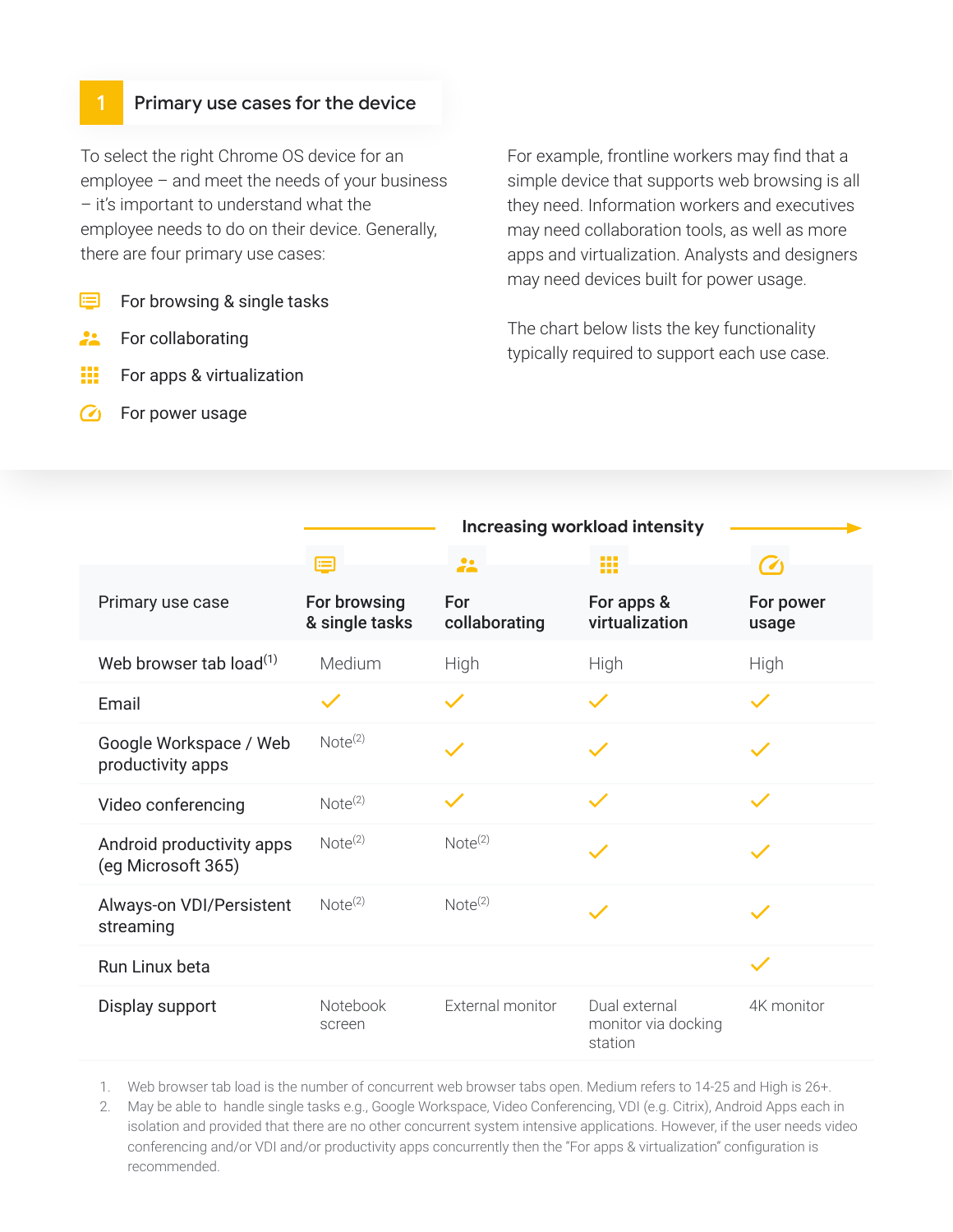## 1 Primary use cases for the device

To select the right Chrome OS device for an employee – and meet the needs of your business – it's important to understand what the employee needs to do on their device. Generally, there are four primary use cases:

- For browsing & single tasks
- For collaborating
- For apps & virtualization
- For power usage

For example, frontline workers may find that a simple device that supports web browsing is all they need. Information workers and executives may need collaboration tools, as well as more apps and virtualization. Analysts and designers may need devices built for power usage.

The chart below lists the key functionality typically required to support each use case.

**Increasing workload intensity →**

| Primary use case | For browsing & single tasks | For collaborating | For apps & virtualization | For power usage |
| --- | --- | --- | --- | --- |
| Web browser tab load[1] | Medium | High | High | High |
| Email | ✓ | ✓ | ✓ | ✓ |
| Google Workspace / Web productivity apps | Note[2] | ✓ | ✓ | ✓ |
| Video conferencing | Note[2] | ✓ | ✓ | ✓ |
| Android productivity apps (eg Microsoft 365) | Note[2] | Note[2] | ✓ | ✓ |
| Always-on VDI/Persistent streaming | Note[2] | Note[2] | ✓ | ✓ |
| Run Linux beta | | | | ✓ |
| Display support | Notebook screen | External monitor | Dual external monitor via docking station | 4K monitor |

1. Web browser tab load is the number of concurrent web browser tabs open. Medium refers to 14-25 and High is 26+.
2. May be able to handle single tasks e.g., Google Workspace, Video Conferencing, VDI (e.g. Citrix), Android Apps each in isolation and provided that there are no other concurrent system intensive applications. However, if the user needs video conferencing and/or VDI and/or productivity apps concurrently then the "For apps & virtualization" configuration is recommended.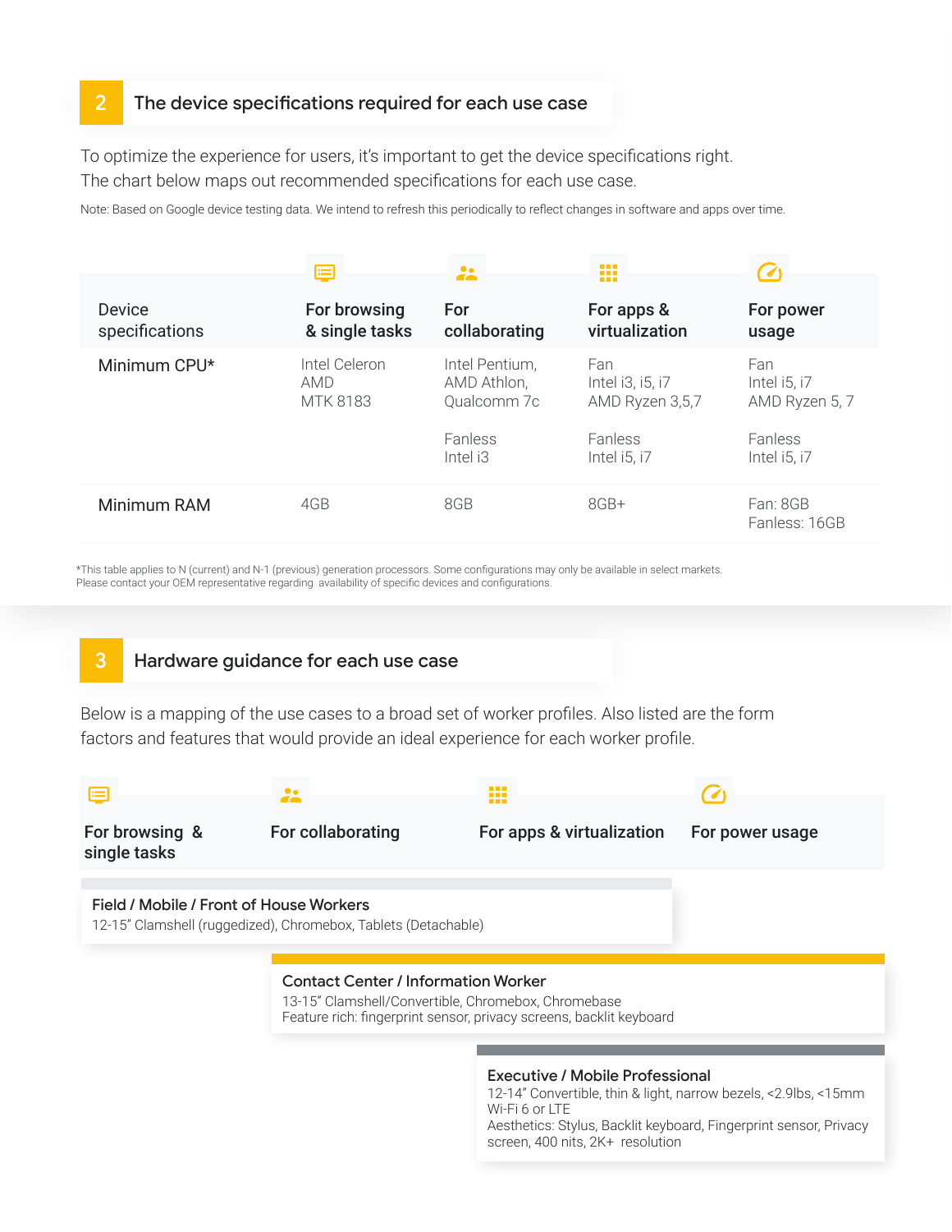## 2 The device specifications required for each use case

To optimize the experience for users, it's important to get the device specifications right.
The chart below maps out recommended specifications for each use case.

Note: Based on Google device testing data. We intend to refresh this periodically to reflect changes in software and apps over time.

| Device specifications | For browsing & single tasks | For collaborating | For apps & virtualization | For power usage |
|---|---|---|---|---|
| Minimum CPU* | Intel Celeron<br>AMD<br>MTK 8183 | Intel Pentium,<br>AMD Athlon,<br>Qualcomm 7c<br><br>Fanless<br>Intel i3 | Fan<br>Intel i3, i5, i7<br>AMD Ryzen 3,5,7<br><br>Fanless<br>Intel i5, i7 | Fan<br>Intel i5, i7<br>AMD Ryzen 5, 7<br><br>Fanless<br>Intel i5, i7 |
| Minimum RAM | 4GB | 8GB | 8GB+ | Fan: 8GB<br>Fanless: 16GB |

*This table applies to N (current) and N-1 (previous) generation processors. Some configurations may only be available in select markets.
Please contact your OEM representative regarding availability of specific devices and configurations.

## 3 Hardware guidance for each use case

Below is a mapping of the use cases to a broad set of worker profiles. Also listed are the form factors and features that would provide an ideal experience for each worker profile.

For browsing & single tasks | For collaborating | For apps & virtualization | For power usage

**Field / Mobile / Front of House Workers**
12-15" Clamshell (ruggedized), Chromebox, Tablets (Detachable)

**Contact Center / Information Worker**
13-15" Clamshell/Convertible, Chromebox, Chromebase
Feature rich: fingerprint sensor, privacy screens, backlit keyboard

**Executive / Mobile Professional**
12-14" Convertible, thin & light, narrow bezels, <2.9lbs, <15mm
Wi-Fi 6 or LTE
Aesthetics: Stylus, Backlit keyboard, Fingerprint sensor, Privacy screen, 400 nits, 2K+ resolution